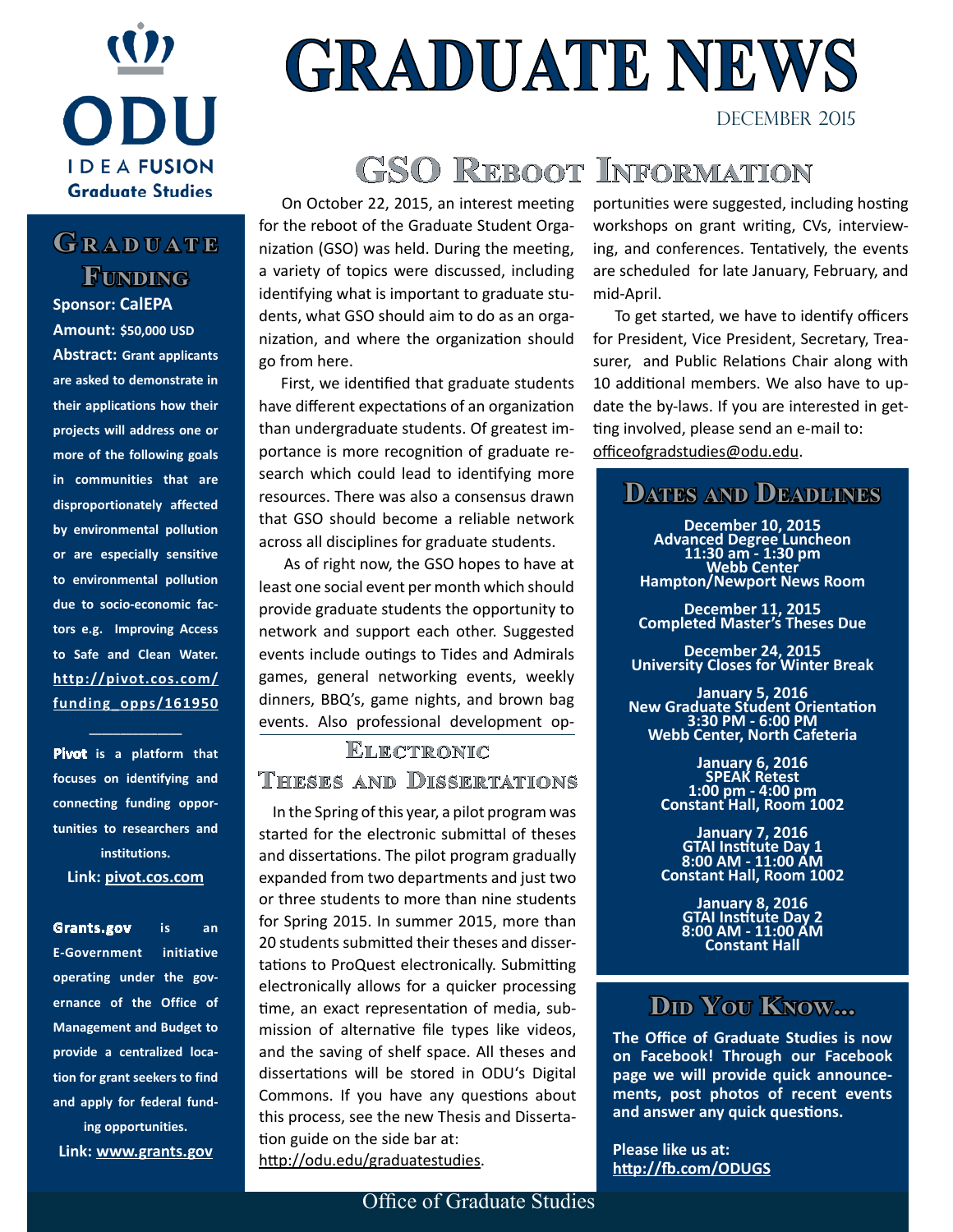ODU
IDEA FUSION
Graduate Studies

# GRADUATE NEWS

December 2015

## GSO Reboot Information

On October 22, 2015, an interest meeting for the reboot of the Graduate Student Organization (GSO) was held. During the meeting, a variety of topics were discussed, including identifying what is important to graduate students, what GSO should aim to do as an organization, and where the organization should go from here.

First, we identified that graduate students have different expectations of an organization than undergraduate students. Of greatest importance is more recognition of graduate research which could lead to identifying more resources. There was also a consensus drawn that GSO should become a reliable network across all disciplines for graduate students.

As of right now, the GSO hopes to have at least one social event per month which should provide graduate students the opportunity to network and support each other. Suggested events include outings to Tides and Admirals games, general networking events, weekly dinners, BBQ's, game nights, and brown bag events. Also professional development opportunities were suggested, including hosting workshops on grant writing, CVs, interviewing, and conferences. Tentatively, the events are scheduled for late January, February, and mid-April.

To get started, we have to identify officers for President, Vice President, Secretary, Treasurer, and Public Relations Chair along with 10 additional members. We also have to update the by-laws. If you are interested in getting involved, please send an e-mail to: officeofgradstudies@odu.edu.

## Electronic Theses and Dissertations

In the Spring of this year, a pilot program was started for the electronic submittal of theses and dissertations. The pilot program gradually expanded from two departments and just two or three students to more than nine students for Spring 2015. In summer 2015, more than 20 students submitted their theses and dissertations to ProQuest electronically. Submitting electronically allows for a quicker processing time, an exact representation of media, submission of alternative file types like videos, and the saving of shelf space. All theses and dissertations will be stored in ODU's Digital Commons. If you have any questions about this process, see the new Thesis and Dissertation guide on the side bar at: http://odu.edu/graduatestudies.

## Graduate Funding

**Sponsor: CalEPA**

**Amount: $50,000 USD**

**Abstract:** Grant applicants are asked to demonstrate in their applications how their projects will address one or more of the following goals in communities that are disproportionately affected by environmental pollution or are especially sensitive to environmental pollution due to socio-economic factors e.g. Improving Access to Safe and Clean Water. http://pivot.cos.com/funding_opps/161950

---

**Pivot** is a platform that focuses on identifying and connecting funding opportunities to researchers and institutions.

**Link: pivot.cos.com**

**Grants.gov** is an E-Government initiative operating under the governance of the Office of Management and Budget to provide a centralized location for grant seekers to find and apply for federal funding opportunities.

**Link: www.grants.gov**

## Dates and Deadlines

**December 10, 2015**
Advanced Degree Luncheon
11:30 am - 1:30 pm
Webb Center
Hampton/Newport News Room

**December 11, 2015**
Completed Master's Theses Due

**December 24, 2015**
University Closes for Winter Break

**January 5, 2016**
New Graduate Student Orientation
3:30 PM - 6:00 PM
Webb Center, North Cafeteria

**January 6, 2016**
SPEAK Retest
1:00 pm - 4:00 pm
Constant Hall, Room 1002

**January 7, 2016**
GTAI Institute Day 1
8:00 AM - 11:00 AM
Constant Hall, Room 1002

**January 8, 2016**
GTAI Institute Day 2
8:00 AM - 11:00 AM
Constant Hall

## Did You Know...

**The Office of Graduate Studies is now on Facebook! Through our Facebook page we will provide quick announcements, post photos of recent events and answer any quick questions.**

**Please like us at: http://fb.com/ODUGS**

Office of Graduate Studies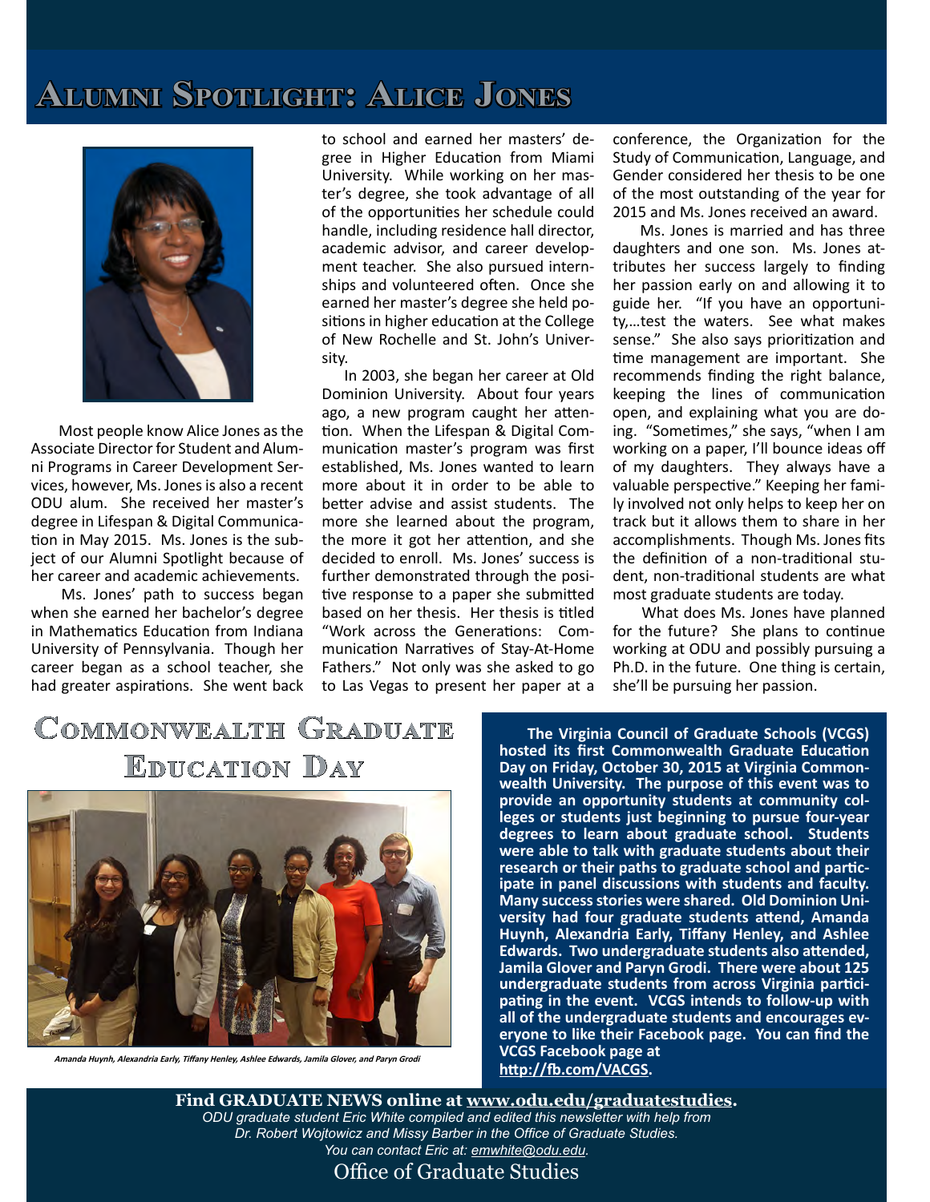# Alumni Spotlight: Alice Jones

Most people know Alice Jones as the Associate Director for Student and Alumni Programs in Career Development Services, however, Ms. Jones is also a recent ODU alum. She received her master's degree in Lifespan & Digital Communication in May 2015. Ms. Jones is the subject of our Alumni Spotlight because of her career and academic achievements.

Ms. Jones' path to success began when she earned her bachelor's degree in Mathematics Education from Indiana University of Pennsylvania. Though her career began as a school teacher, she had greater aspirations. She went back to school and earned her masters' degree in Higher Education from Miami University. While working on her master's degree, she took advantage of all of the opportunities her schedule could handle, including residence hall director, academic advisor, and career development teacher. She also pursued internships and volunteered often. Once she earned her master's degree she held positions in higher education at the College of New Rochelle and St. John's University.

In 2003, she began her career at Old Dominion University. About four years ago, a new program caught her attention. When the Lifespan & Digital Communication master's program was first established, Ms. Jones wanted to learn more about it in order to be able to better advise and assist students. The more she learned about the program, the more it got her attention, and she decided to enroll. Ms. Jones' success is further demonstrated through the positive response to a paper she submitted based on her thesis. Her thesis is titled "Work across the Generations: Communication Narratives of Stay-At-Home Fathers." Not only was she asked to go to Las Vegas to present her paper at a conference, the Organization for the Study of Communication, Language, and Gender considered her thesis to be one of the most outstanding of the year for 2015 and Ms. Jones received an award.

Ms. Jones is married and has three daughters and one son. Ms. Jones attributes her success largely to finding her passion early on and allowing it to guide her. "If you have an opportunity,…test the waters. See what makes sense." She also says prioritization and time management are important. She recommends finding the right balance, keeping the lines of communication open, and explaining what you are doing. "Sometimes," she says, "when I am working on a paper, I'll bounce ideas off of my daughters. They always have a valuable perspective." Keeping her family involved not only helps to keep her on track but it allows them to share in her accomplishments. Though Ms. Jones fits the definition of a non-traditional student, non-traditional students are what most graduate students are today.

What does Ms. Jones have planned for the future? She plans to continue working at ODU and possibly pursuing a Ph.D. in the future. One thing is certain, she'll be pursuing her passion.

# Commonwealth Graduate Education Day

*Amanda Huynh, Alexandria Early, Tiffany Henley, Ashlee Edwards, Jamila Glover, and Paryn Grodi*

**The Virginia Council of Graduate Schools (VCGS) hosted its first Commonwealth Graduate Education Day on Friday, October 30, 2015 at Virginia Commonwealth University. The purpose of this event was to provide an opportunity students at community colleges or students just beginning to pursue four-year degrees to learn about graduate school. Students were able to talk with graduate students about their research or their paths to graduate school and participate in panel discussions with students and faculty. Many success stories were shared. Old Dominion University had four graduate students attend, Amanda Huynh, Alexandria Early, Tiffany Henley, and Ashlee Edwards. Two undergraduate students also attended, Jamila Glover and Paryn Grodi. There were about 125 undergraduate students from across Virginia participating in the event. VCGS intends to follow-up with all of the undergraduate students and encourages everyone to like their Facebook page. You can find the VCGS Facebook page at http://fb.com/VACGS.**

**Find GRADUATE NEWS online at www.odu.edu/graduatestudies.**

*ODU graduate student Eric White compiled and edited this newsletter with help from Dr. Robert Wojtowicz and Missy Barber in the Office of Graduate Studies.*

*You can contact Eric at: emwhite@odu.edu.*

Office of Graduate Studies